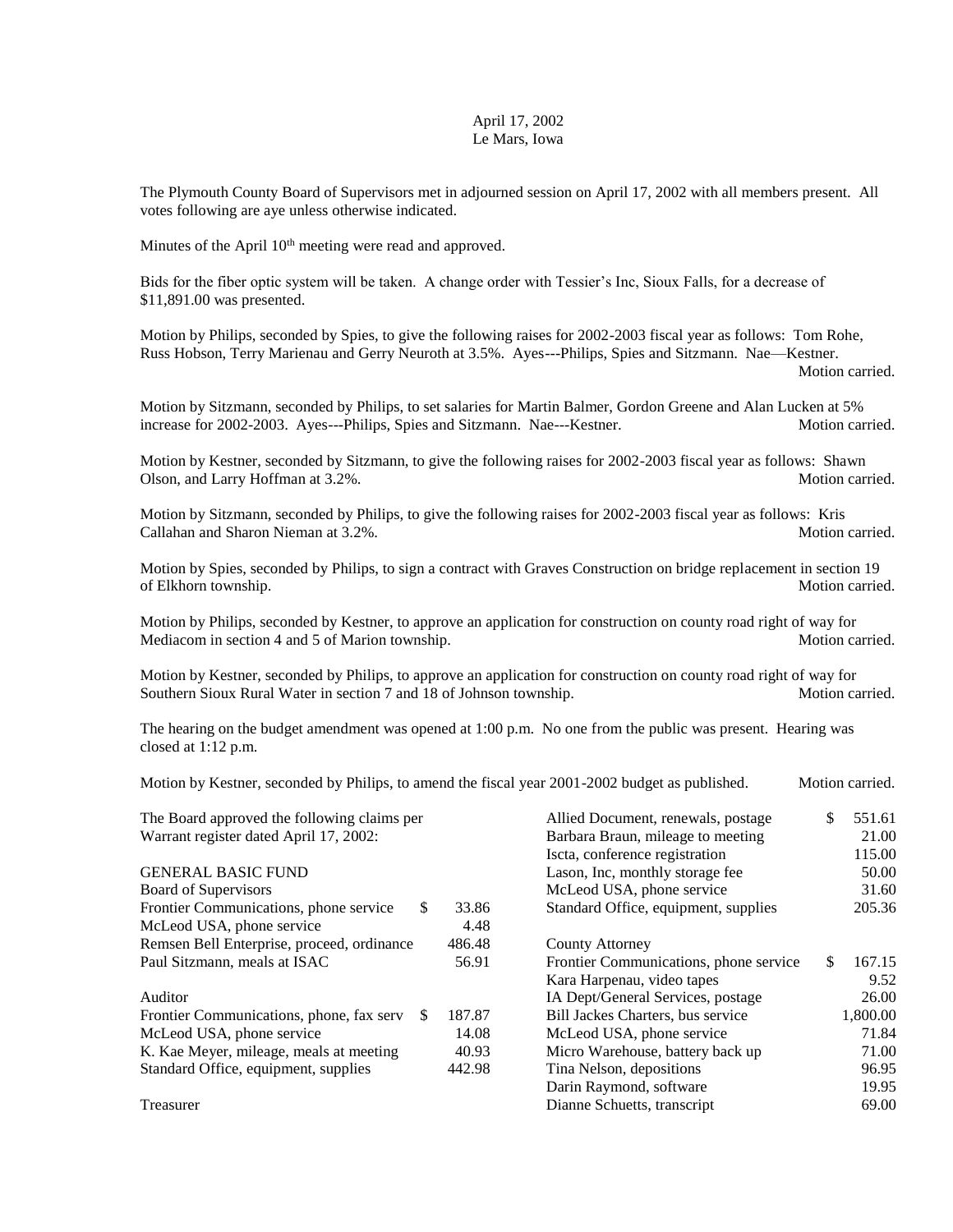April 17, 2002
Le Mars, Iowa

The Plymouth County Board of Supervisors met in adjourned session on April 17, 2002 with all members present. All votes following are aye unless otherwise indicated.

Minutes of the April 10th meeting were read and approved.

Bids for the fiber optic system will be taken. A change order with Tessier's Inc, Sioux Falls, for a decrease of $11,891.00 was presented.

Motion by Philips, seconded by Spies, to give the following raises for 2002-2003 fiscal year as follows: Tom Rohe, Russ Hobson, Terry Marienau and Gerry Neuroth at 3.5%. Ayes---Philips, Spies and Sitzmann. Nae—Kestner. Motion carried.

Motion by Sitzmann, seconded by Philips, to set salaries for Martin Balmer, Gordon Greene and Alan Lucken at 5% increase for 2002-2003. Ayes---Philips, Spies and Sitzmann. Nae---Kestner. Motion carried.

Motion by Kestner, seconded by Sitzmann, to give the following raises for 2002-2003 fiscal year as follows: Shawn Olson, and Larry Hoffman at 3.2%. Motion carried.

Motion by Sitzmann, seconded by Philips, to give the following raises for 2002-2003 fiscal year as follows: Kris Callahan and Sharon Nieman at 3.2%. Motion carried.

Motion by Spies, seconded by Philips, to sign a contract with Graves Construction on bridge replacement in section 19 of Elkhorn township. Motion carried.

Motion by Philips, seconded by Kestner, to approve an application for construction on county road right of way for Mediacom in section 4 and 5 of Marion township. Motion carried.

Motion by Kestner, seconded by Philips, to approve an application for construction on county road right of way for Southern Sioux Rural Water in section 7 and 18 of Johnson township. Motion carried.

The hearing on the budget amendment was opened at 1:00 p.m. No one from the public was present. Hearing was closed at 1:12 p.m.

Motion by Kestner, seconded by Philips, to amend the fiscal year 2001-2002 budget as published. Motion carried.

The Board approved the following claims per Warrant register dated April 17, 2002:

GENERAL BASIC FUND

Board of Supervisors

| | |
|---|---|
| Frontier Communications, phone service | $ 33.86 |
| McLeod USA, phone service | 4.48 |
| Remsen Bell Enterprise, proceed, ordinance | 486.48 |
| Paul Sitzmann, meals at ISAC | 56.91 |

Auditor

| | |
|---|---|
| Frontier Communications, phone, fax serv | $ 187.87 |
| McLeod USA, phone service | 14.08 |
| K. Kae Meyer, mileage, meals at meeting | 40.93 |
| Standard Office, equipment, supplies | 442.98 |

Treasurer

| | |
|---|---|
| Allied Document, renewals, postage | $ 551.61 |
| Barbara Braun, mileage to meeting | 21.00 |
| Iscta, conference registration | 115.00 |
| Lason, Inc, monthly storage fee | 50.00 |
| McLeod USA, phone service | 31.60 |
| Standard Office, equipment, supplies | 205.36 |

County Attorney

| | |
|---|---|
| Frontier Communications, phone service | $ 167.15 |
| Kara Harpenau, video tapes | 9.52 |
| IA Dept/General Services, postage | 26.00 |
| Bill Jackes Charters, bus service | 1,800.00 |
| McLeod USA, phone service | 71.84 |
| Micro Warehouse, battery back up | 71.00 |
| Tina Nelson, depositions | 96.95 |
| Darin Raymond, software | 19.95 |
| Dianne Schuetts, transcript | 69.00 |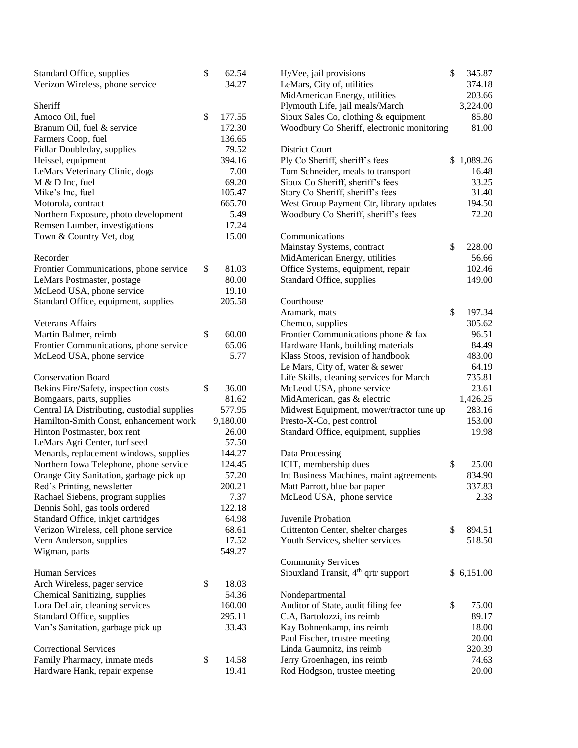| | |
|---|---|
| Standard Office, supplies | $ 62.54 |
| Verizon Wireless, phone service | 34.27 |

**Sheriff**

| | |
|---|---|
| Amoco Oil, fuel | $ 177.55 |
| Branum Oil, fuel & service | 172.30 |
| Farmers Coop, fuel | 136.65 |
| Fidlar Doubleday, supplies | 79.52 |
| Heissel, equipment | 394.16 |
| LeMars Veterinary Clinic, dogs | 7.00 |
| M & D Inc, fuel | 69.20 |
| Mike's Inc, fuel | 105.47 |
| Motorola, contract | 665.70 |
| Northern Exposure, photo development | 5.49 |
| Remsen Lumber, investigations | 17.24 |
| Town & Country Vet, dog | 15.00 |

**Recorder**

| | |
|---|---|
| Frontier Communications, phone service | $ 81.03 |
| LeMars Postmaster, postage | 80.00 |
| McLeod USA, phone service | 19.10 |
| Standard Office, equipment, supplies | 205.58 |

**Veterans Affairs**

| | |
|---|---|
| Martin Balmer, reimb | $ 60.00 |
| Frontier Communications, phone service | 65.06 |
| McLeod USA, phone service | 5.77 |

**Conservation Board**

| | |
|---|---|
| Bekins Fire/Safety, inspection costs | $ 36.00 |
| Bomgaars, parts, supplies | 81.62 |
| Central IA Distributing, custodial supplies | 577.95 |
| Hamilton-Smith Const, enhancement work | 9,180.00 |
| Hinton Postmaster, box rent | 26.00 |
| LeMars Agri Center, turf seed | 57.50 |
| Menards, replacement windows, supplies | 144.27 |
| Northern Iowa Telephone, phone service | 124.45 |
| Orange City Sanitation, garbage pick up | 57.20 |
| Red's Printing, newsletter | 200.21 |
| Rachael Siebens, program supplies | 7.37 |
| Dennis Sohl, gas tools ordered | 122.18 |
| Standard Office, inkjet cartridges | 64.98 |
| Verizon Wireless, cell phone service | 68.61 |
| Vern Anderson, supplies | 17.52 |
| Wigman, parts | 549.27 |

**Human Services**

| | |
|---|---|
| Arch Wireless, pager service | $ 18.03 |
| Chemical Sanitizing, supplies | 54.36 |
| Lora DeLair, cleaning services | 160.00 |
| Standard Office, supplies | 295.11 |
| Van's Sanitation, garbage pick up | 33.43 |

**Correctional Services**

| | |
|---|---|
| Family Pharmacy, inmate meds | $ 14.58 |
| Hardware Hank, repair expense | 19.41 |
| HyVee, jail provisions | $ 345.87 |
| LeMars, City of, utilities | 374.18 |
| MidAmerican Energy, utilities | 203.66 |
| Plymouth Life, jail meals/March | 3,224.00 |
| Sioux Sales Co, clothing & equipment | 85.80 |
| Woodbury Co Sheriff, electronic monitoring | 81.00 |

**District Court**

| | |
|---|---|
| Ply Co Sheriff, sheriff's fees | $ 1,089.26 |
| Tom Schneider, meals to transport | 16.48 |
| Sioux Co Sheriff, sheriff's fees | 33.25 |
| Story Co Sheriff, sheriff's fees | 31.40 |
| West Group Payment Ctr, library updates | 194.50 |
| Woodbury Co Sheriff, sheriff's fees | 72.20 |

**Communications**

| | |
|---|---|
| Mainstay Systems, contract | $ 228.00 |
| MidAmerican Energy, utilities | 56.66 |
| Office Systems, equipment, repair | 102.46 |
| Standard Office, supplies | 149.00 |

**Courthouse**

| | |
|---|---|
| Aramark, mats | $ 197.34 |
| Chemco, supplies | 305.62 |
| Frontier Communications phone & fax | 96.51 |
| Hardware Hank, building materials | 84.49 |
| Klass Stoos, revision of handbook | 483.00 |
| Le Mars, City of, water & sewer | 64.19 |
| Life Skills, cleaning services for March | 735.81 |
| McLeod USA, phone service | 23.61 |
| MidAmerican, gas & electric | 1,426.25 |
| Midwest Equipment, mower/tractor tune up | 283.16 |
| Presto-X-Co, pest control | 153.00 |
| Standard Office, equipment, supplies | 19.98 |

**Data Processing**

| | |
|---|---|
| ICIT, membership dues | $ 25.00 |
| Int Business Machines, maint agreements | 834.90 |
| Matt Parrott, blue bar paper | 337.83 |
| McLeod USA, phone service | 2.33 |

**Juvenile Probation**

| | |
|---|---|
| Crittenton Center, shelter charges | $ 894.51 |
| Youth Services, shelter services | 518.50 |

**Community Services**

| | |
|---|---|
| Siouxland Transit, 4th qrtr support | $ 6,151.00 |

**Nondepartmental**

| | |
|---|---|
| Auditor of State, audit filing fee | $ 75.00 |
| C.A, Bartolozzi, ins reimb | 89.17 |
| Kay Bohnenkamp, ins reimb | 18.00 |
| Paul Fischer, trustee meeting | 20.00 |
| Linda Gaumnitz, ins reimb | 320.39 |
| Jerry Groenhagen, ins reimb | 74.63 |
| Rod Hodgson, trustee meeting | 20.00 |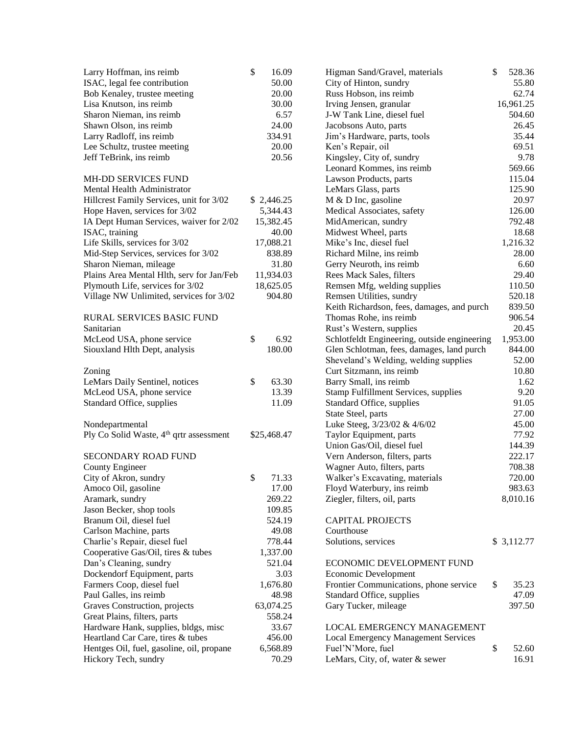| | |
|---|---|
| Larry Hoffman, ins reimb | $ 16.09 |
| ISAC, legal fee contribution | 50.00 |
| Bob Kenaley, trustee meeting | 20.00 |
| Lisa Knutson, ins reimb | 30.00 |
| Sharon Nieman, ins reimb | 6.57 |
| Shawn Olson, ins reimb | 24.00 |
| Larry Radloff, ins reimb | 334.91 |
| Lee Schultz, trustee meeting | 20.00 |
| Jeff TeBrink, ins reimb | 20.56 |

MH-DD SERVICES FUND

Mental Health Administrator

| | |
|---|---|
| Hillcrest Family Services, unit for 3/02 | $ 2,446.25 |
| Hope Haven, services for 3/02 | 5,344.43 |
| IA Dept Human Services, waiver for 2/02 | 15,382.45 |
| ISAC, training | 40.00 |
| Life Skills, services for 3/02 | 17,088.21 |
| Mid-Step Services, services for 3/02 | 838.89 |
| Sharon Nieman, mileage | 31.80 |
| Plains Area Mental Hlth, serv for Jan/Feb | 11,934.03 |
| Plymouth Life, services for 3/02 | 18,625.05 |
| Village NW Unlimited, services for 3/02 | 904.80 |

RURAL SERVICES BASIC FUND

Sanitarian

| | |
|---|---|
| McLeod USA, phone service | $ 6.92 |
| Siouxland Hlth Dept, analysis | 180.00 |

Zoning

| | |
|---|---|
| LeMars Daily Sentinel, notices | $ 63.30 |
| McLeod USA, phone service | 13.39 |
| Standard Office, supplies | 11.09 |

Nondepartmental

| | |
|---|---|
| Ply Co Solid Waste, 4th qrtr assessment | $25,468.47 |

SECONDARY ROAD FUND

County Engineer

| | |
|---|---|
| City of Akron, sundry | $ 71.33 |
| Amoco Oil, gasoline | 17.00 |
| Aramark, sundry | 269.22 |
| Jason Becker, shop tools | 109.85 |
| Branum Oil, diesel fuel | 524.19 |
| Carlson Machine, parts | 49.08 |
| Charlie's Repair, diesel fuel | 778.44 |
| Cooperative Gas/Oil, tires & tubes | 1,337.00 |
| Dan's Cleaning, sundry | 521.04 |
| Dockendorf Equipment, parts | 3.03 |
| Farmers Coop, diesel fuel | 1,676.80 |
| Paul Galles, ins reimb | 48.98 |
| Graves Construction, projects | 63,074.25 |
| Great Plains, filters, parts | 558.24 |
| Hardware Hank, supplies, bldgs, misc | 33.67 |
| Heartland Car Care, tires & tubes | 456.00 |
| Hentges Oil, fuel, gasoline, oil, propane | 6,568.89 |
| Hickory Tech, sundry | 70.29 |
| Higman Sand/Gravel, materials | $ 528.36 |
| City of Hinton, sundry | 55.80 |
| Russ Hobson, ins reimb | 62.74 |
| Irving Jensen, granular | 16,961.25 |
| J-W Tank Line, diesel fuel | 504.60 |
| Jacobsons Auto, parts | 26.45 |
| Jim's Hardware, parts, tools | 35.44 |
| Ken's Repair, oil | 69.51 |
| Kingsley, City of, sundry | 9.78 |
| Leonard Kommes, ins reimb | 569.66 |
| Lawson Products, parts | 115.04 |
| LeMars Glass, parts | 125.90 |
| M & D Inc, gasoline | 20.97 |
| Medical Associates, safety | 126.00 |
| MidAmerican, sundry | 792.48 |
| Midwest Wheel, parts | 18.68 |
| Mike's Inc, diesel fuel | 1,216.32 |
| Richard Milne, ins reimb | 28.00 |
| Gerry Neuroth, ins reimb | 6.60 |
| Rees Mack Sales, filters | 29.40 |
| Remsen Mfg, welding supplies | 110.50 |
| Remsen Utilities, sundry | 520.18 |
| Keith Richardson, fees, damages, and purch | 839.50 |
| Thomas Rohe, ins reimb | 906.54 |
| Rust's Western, supplies | 20.45 |
| Schlotfeldt Engineering, outside engineering | 1,953.00 |
| Glen Schlotman, fees, damages, land purch | 844.00 |
| Sheveland's Welding, welding supplies | 52.00 |
| Curt Sitzmann, ins reimb | 10.80 |
| Barry Small, ins reimb | 1.62 |
| Stamp Fulfillment Services, supplies | 9.20 |
| Standard Office, supplies | 91.05 |
| State Steel, parts | 27.00 |
| Luke Steeg, 3/23/02 & 4/6/02 | 45.00 |
| Taylor Equipment, parts | 77.92 |
| Union Gas/Oil, diesel fuel | 144.39 |
| Vern Anderson, filters, parts | 222.17 |
| Wagner Auto, filters, parts | 708.38 |
| Walker's Excavating, materials | 720.00 |
| Floyd Waterbury, ins reimb | 983.63 |
| Ziegler, filters, oil, parts | 8,010.16 |

CAPITAL PROJECTS

Courthouse

| | |
|---|---|
| Solutions, services | $ 3,112.77 |

ECONOMIC DEVELOPMENT FUND

Economic Development

| | |
|---|---|
| Frontier Communications, phone service | $ 35.23 |
| Standard Office, supplies | 47.09 |
| Gary Tucker, mileage | 397.50 |

LOCAL EMERGENCY MANAGEMENT

Local Emergency Management Services

| | |
|---|---|
| Fuel'N'More, fuel | $ 52.60 |
| LeMars, City, of, water & sewer | 16.91 |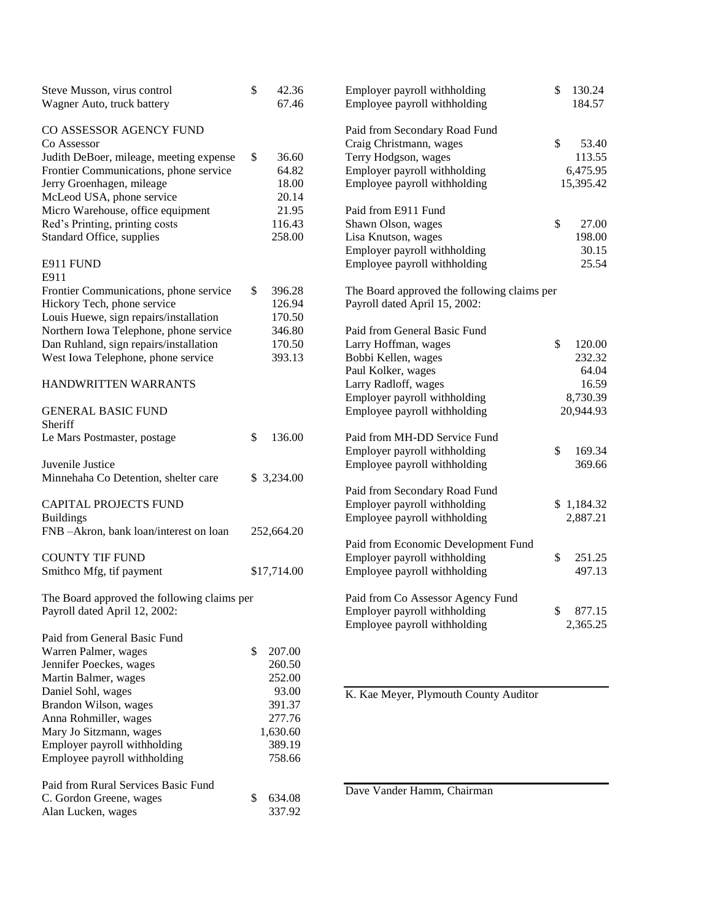| | |
|---|---|
| Steve Musson, virus control | $ 42.36 |
| Wagner Auto, truck battery | 67.46 |

CO ASSESSOR AGENCY FUND

Co Assessor

| | |
|---|---|
| Judith DeBoer, mileage, meeting expense | $ 36.60 |
| Frontier Communications, phone service | 64.82 |
| Jerry Groenhagen, mileage | 18.00 |
| McLeod USA, phone service | 20.14 |
| Micro Warehouse, office equipment | 21.95 |
| Red's Printing, printing costs | 116.43 |
| Standard Office, supplies | 258.00 |

E911 FUND

E911

| | |
|---|---|
| Frontier Communications, phone service | $ 396.28 |
| Hickory Tech, phone service | 126.94 |
| Louis Huewe, sign repairs/installation | 170.50 |
| Northern Iowa Telephone, phone service | 346.80 |
| Dan Ruhland, sign repairs/installation | 170.50 |
| West Iowa Telephone, phone service | 393.13 |

HANDWRITTEN WARRANTS

GENERAL BASIC FUND

Sheriff

| | |
|---|---|
| Le Mars Postmaster, postage | $ 136.00 |

Juvenile Justice

| | |
|---|---|
| Minnehaha Co Detention, shelter care | $ 3,234.00 |

CAPITAL PROJECTS FUND

Buildings

| | |
|---|---|
| FNB –Akron, bank loan/interest on loan | 252,664.20 |

COUNTY TIF FUND

| | |
|---|---|
| Smithco Mfg, tif payment | $17,714.00 |

The Board approved the following claims per Payroll dated April 12, 2002:

Paid from General Basic Fund

| | |
|---|---|
| Warren Palmer, wages | $ 207.00 |
| Jennifer Poeckes, wages | 260.50 |
| Martin Balmer, wages | 252.00 |
| Daniel Sohl, wages | 93.00 |
| Brandon Wilson, wages | 391.37 |
| Anna Rohmiller, wages | 277.76 |
| Mary Jo Sitzmann, wages | 1,630.60 |
| Employer payroll withholding | 389.19 |
| Employee payroll withholding | 758.66 |

Paid from Rural Services Basic Fund

| | |
|---|---|
| C. Gordon Greene, wages | $ 634.08 |
| Alan Lucken, wages | 337.92 |
| Employer payroll withholding | $ 130.24 |
| Employee payroll withholding | 184.57 |

Paid from Secondary Road Fund

| | |
|---|---|
| Craig Christmann, wages | $ 53.40 |
| Terry Hodgson, wages | 113.55 |
| Employer payroll withholding | 6,475.95 |
| Employee payroll withholding | 15,395.42 |

Paid from E911 Fund

| | |
|---|---|
| Shawn Olson, wages | $ 27.00 |
| Lisa Knutson, wages | 198.00 |
| Employer payroll withholding | 30.15 |
| Employee payroll withholding | 25.54 |

The Board approved the following claims per Payroll dated April 15, 2002:

Paid from General Basic Fund

| | |
|---|---|
| Larry Hoffman, wages | $ 120.00 |
| Bobbi Kellen, wages | 232.32 |
| Paul Kolker, wages | 64.04 |
| Larry Radloff, wages | 16.59 |
| Employer payroll withholding | 8,730.39 |
| Employee payroll withholding | 20,944.93 |

Paid from MH-DD Service Fund

| | |
|---|---|
| Employer payroll withholding | $ 169.34 |
| Employee payroll withholding | 369.66 |

Paid from Secondary Road Fund

| | |
|---|---|
| Employer payroll withholding | $ 1,184.32 |
| Employee payroll withholding | 2,887.21 |

Paid from Economic Development Fund

| | |
|---|---|
| Employer payroll withholding | $ 251.25 |
| Employee payroll withholding | 497.13 |

Paid from Co Assessor Agency Fund

| | |
|---|---|
| Employer payroll withholding | $ 877.15 |
| Employee payroll withholding | 2,365.25 |

K. Kae Meyer, Plymouth County Auditor

Dave Vander Hamm, Chairman